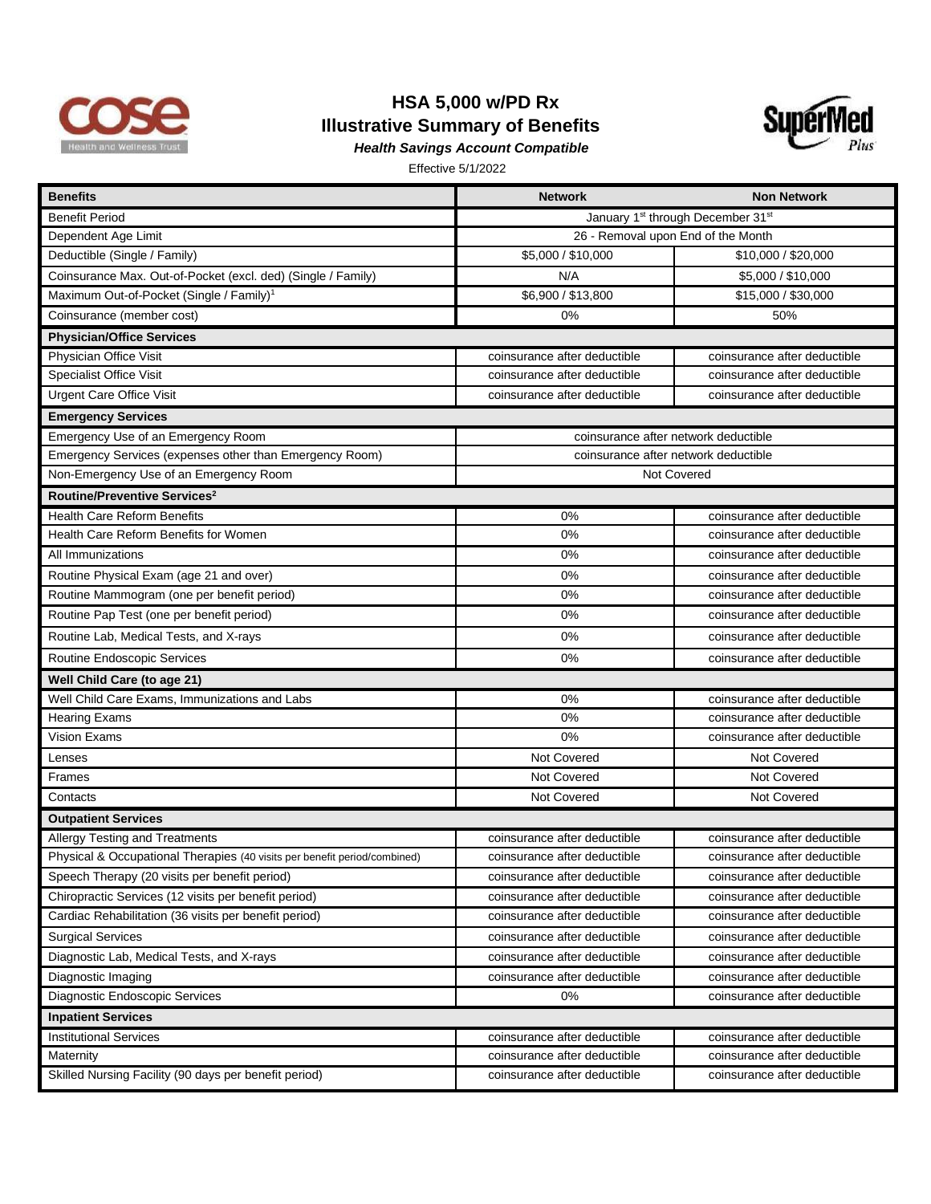# HSA 5,000 w/PD Rx

## Illustrative Summary of Benefits

***Health Savings Account Compatible***

Effective 5/1/2022

| Benefits | Network | Non Network |
|---|---|---|
| Benefit Period | January 1st through December 31st | |
| Dependent Age Limit | 26 - Removal upon End of the Month | |
| Deductible (Single / Family) | $5,000 / $10,000 | $10,000 / $20,000 |
| Coinsurance Max. Out-of-Pocket (excl. ded) (Single / Family) | N/A | $5,000 / $10,000 |
| Maximum Out-of-Pocket (Single / Family)[1] | $6,900 / $13,800 | $15,000 / $30,000 |
| Coinsurance (member cost) | 0% | 50% |
| **Physician/Office Services** | | |
| Physician Office Visit | coinsurance after deductible | coinsurance after deductible |
| Specialist Office Visit | coinsurance after deductible | coinsurance after deductible |
| Urgent Care Office Visit | coinsurance after deductible | coinsurance after deductible |
| **Emergency Services** | | |
| Emergency Use of an Emergency Room | coinsurance after network deductible | |
| Emergency Services (expenses other than Emergency Room) | coinsurance after network deductible | |
| Non-Emergency Use of an Emergency Room | Not Covered | |
| **Routine/Preventive Services[2]** | | |
| Health Care Reform Benefits | 0% | coinsurance after deductible |
| Health Care Reform Benefits for Women | 0% | coinsurance after deductible |
| All Immunizations | 0% | coinsurance after deductible |
| Routine Physical Exam (age 21 and over) | 0% | coinsurance after deductible |
| Routine Mammogram (one per benefit period) | 0% | coinsurance after deductible |
| Routine Pap Test (one per benefit period) | 0% | coinsurance after deductible |
| Routine Lab, Medical Tests, and X-rays | 0% | coinsurance after deductible |
| Routine Endoscopic Services | 0% | coinsurance after deductible |
| **Well Child Care (to age 21)** | | |
| Well Child Care Exams, Immunizations and Labs | 0% | coinsurance after deductible |
| Hearing Exams | 0% | coinsurance after deductible |
| Vision Exams | 0% | coinsurance after deductible |
| Lenses | Not Covered | Not Covered |
| Frames | Not Covered | Not Covered |
| Contacts | Not Covered | Not Covered |
| **Outpatient Services** | | |
| Allergy Testing and Treatments | coinsurance after deductible | coinsurance after deductible |
| Physical & Occupational Therapies (40 visits per benefit period/combined) | coinsurance after deductible | coinsurance after deductible |
| Speech Therapy (20 visits per benefit period) | coinsurance after deductible | coinsurance after deductible |
| Chiropractic Services (12 visits per benefit period) | coinsurance after deductible | coinsurance after deductible |
| Cardiac Rehabilitation (36 visits per benefit period) | coinsurance after deductible | coinsurance after deductible |
| Surgical Services | coinsurance after deductible | coinsurance after deductible |
| Diagnostic Lab, Medical Tests, and X-rays | coinsurance after deductible | coinsurance after deductible |
| Diagnostic Imaging | coinsurance after deductible | coinsurance after deductible |
| Diagnostic Endoscopic Services | 0% | coinsurance after deductible |
| **Inpatient Services** | | |
| Institutional Services | coinsurance after deductible | coinsurance after deductible |
| Maternity | coinsurance after deductible | coinsurance after deductible |
| Skilled Nursing Facility (90 days per benefit period) | coinsurance after deductible | coinsurance after deductible |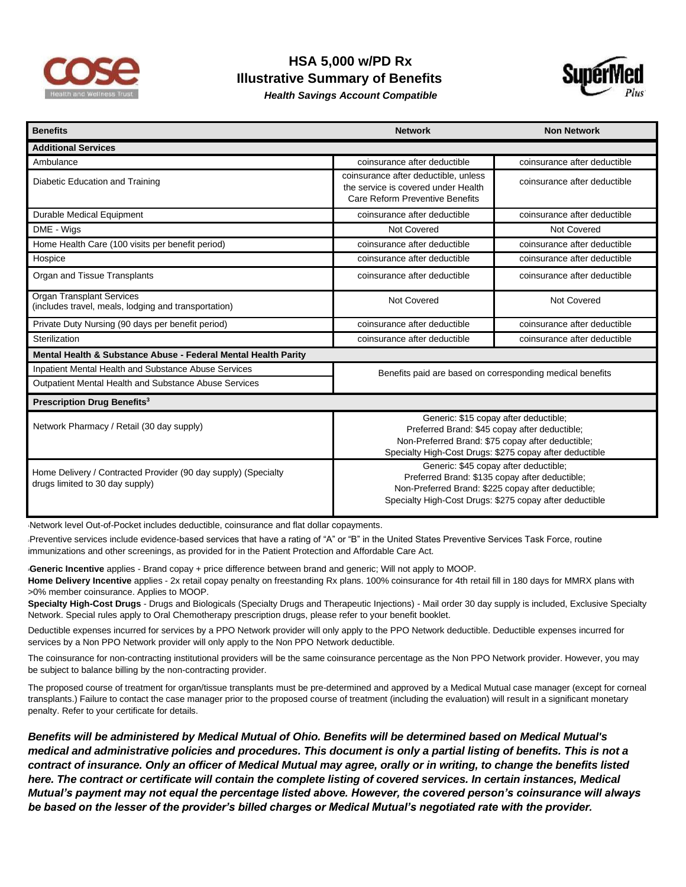# HSA 5,000 w/PD Rx

## Illustrative Summary of Benefits

***Health Savings Account Compatible***

| Benefits | Network | Non Network |
|---|---|---|
| **Additional Services** | | |
| Ambulance | coinsurance after deductible | coinsurance after deductible |
| Diabetic Education and Training | coinsurance after deductible, unless the service is covered under Health Care Reform Preventive Benefits | coinsurance after deductible |
| Durable Medical Equipment | coinsurance after deductible | coinsurance after deductible |
| DME - Wigs | Not Covered | Not Covered |
| Home Health Care (100 visits per benefit period) | coinsurance after deductible | coinsurance after deductible |
| Hospice | coinsurance after deductible | coinsurance after deductible |
| Organ and Tissue Transplants | coinsurance after deductible | coinsurance after deductible |
| Organ Transplant Services (includes travel, meals, lodging and transportation) | Not Covered | Not Covered |
| Private Duty Nursing (90 days per benefit period) | coinsurance after deductible | coinsurance after deductible |
| Sterilization | coinsurance after deductible | coinsurance after deductible |
| **Mental Health & Substance Abuse - Federal Mental Health Parity** | | |
| Inpatient Mental Health and Substance Abuse Services | Benefits paid are based on corresponding medical benefits | |
| Outpatient Mental Health and Substance Abuse Services | | |
| **Prescription Drug Benefits[3]** | | |
| Network Pharmacy / Retail (30 day supply) | Generic: $15 copay after deductible; Preferred Brand: $45 copay after deductible; Non-Preferred Brand: $75 copay after deductible; Specialty High-Cost Drugs: $275 copay after deductible | |
| Home Delivery / Contracted Provider (90 day supply) (Specialty drugs limited to 30 day supply) | Generic: $45 copay after deductible; Preferred Brand: $135 copay after deductible; Non-Preferred Brand: $225 copay after deductible; Specialty High-Cost Drugs: $275 copay after deductible | |

[1] Network level Out-of-Pocket includes deductible, coinsurance and flat dollar copayments.

[2] Preventive services include evidence-based services that have a rating of "A" or "B" in the United States Preventive Services Task Force, routine immunizations and other screenings, as provided for in the Patient Protection and Affordable Care Act.

[3] **Generic Incentive** applies - Brand copay + price difference between brand and generic; Will not apply to MOOP.
**Home Delivery Incentive** applies - 2x retail copay penalty on freestanding Rx plans. 100% coinsurance for 4th retail fill in 180 days for MMRX plans with >0% member coinsurance. Applies to MOOP.
**Specialty High-Cost Drugs** - Drugs and Biologicals (Specialty Drugs and Therapeutic Injections) - Mail order 30 day supply is included, Exclusive Specialty Network. Special rules apply to Oral Chemotherapy prescription drugs, please refer to your benefit booklet.

Deductible expenses incurred for services by a PPO Network provider will only apply to the PPO Network deductible. Deductible expenses incurred for services by a Non PPO Network provider will only apply to the Non PPO Network deductible.

The coinsurance for non-contracting institutional providers will be the same coinsurance percentage as the Non PPO Network provider. However, you may be subject to balance billing by the non-contracting provider.

The proposed course of treatment for organ/tissue transplants must be pre-determined and approved by a Medical Mutual case manager (except for corneal transplants.) Failure to contact the case manager prior to the proposed course of treatment (including the evaluation) will result in a significant monetary penalty. Refer to your certificate for details.

***Benefits will be administered by Medical Mutual of Ohio. Benefits will be determined based on Medical Mutual's medical and administrative policies and procedures. This document is only a partial listing of benefits. This is not a contract of insurance. Only an officer of Medical Mutual may agree, orally or in writing, to change the benefits listed here. The contract or certificate will contain the complete listing of covered services. In certain instances, Medical Mutual's payment may not equal the percentage listed above. However, the covered person's coinsurance will always be based on the lesser of the provider's billed charges or Medical Mutual's negotiated rate with the provider.***